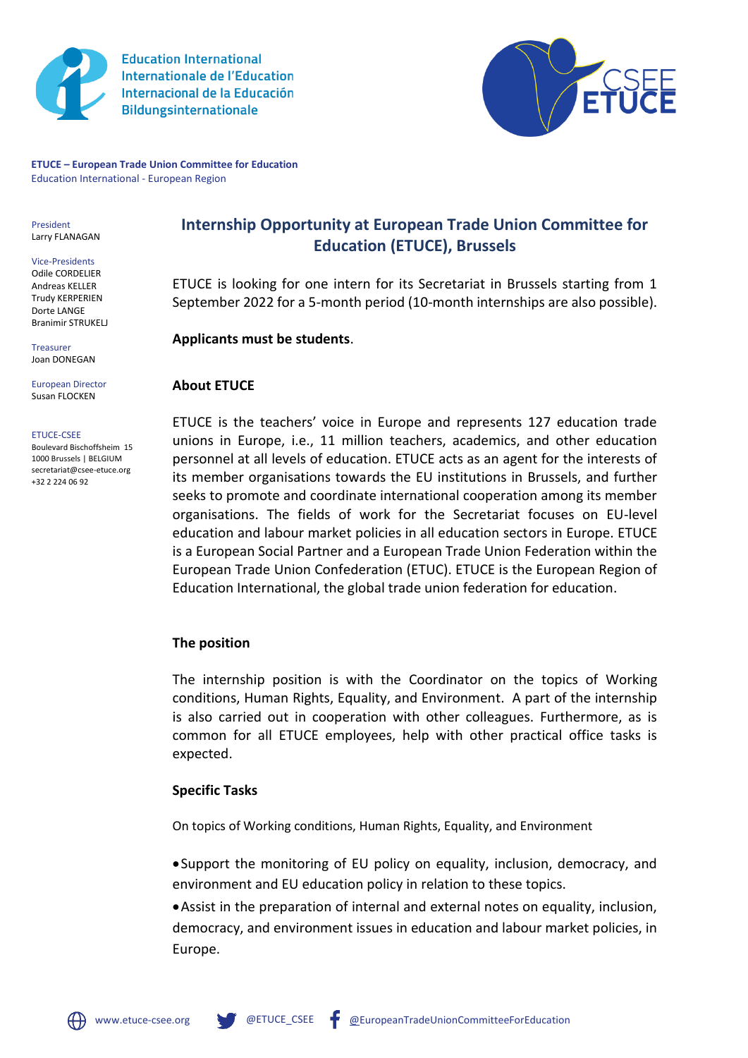Education International
Internationale de l'Education
Internacional de la Educación
Bildungsinternationale

**ETUCE – European Trade Union Committee for Education**
Education International - European Region

President
Larry FLANAGAN

Vice-Presidents
Odile CORDELIER
Andreas KELLER
Trudy KERPERIEN
Dorte LANGE
Branimir STRUKELJ

Treasurer
Joan DONEGAN

European Director
Susan FLOCKEN

ETUCE-CSEE
Boulevard Bischoffsheim 15
1000 Brussels | BELGIUM
secretariat@csee-etuce.org
+32 2 224 06 92

## Internship Opportunity at European Trade Union Committee for Education (ETUCE), Brussels

ETUCE is looking for one intern for its Secretariat in Brussels starting from 1 September 2022 for a 5-month period (10-month internships are also possible).

**Applicants must be students**.

### About ETUCE

ETUCE is the teachers' voice in Europe and represents 127 education trade unions in Europe, i.e., 11 million teachers, academics, and other education personnel at all levels of education. ETUCE acts as an agent for the interests of its member organisations towards the EU institutions in Brussels, and further seeks to promote and coordinate international cooperation among its member organisations. The fields of work for the Secretariat focuses on EU-level education and labour market policies in all education sectors in Europe. ETUCE is a European Social Partner and a European Trade Union Federation within the European Trade Union Confederation (ETUC). ETUCE is the European Region of Education International, the global trade union federation for education.

### The position

The internship position is with the Coordinator on the topics of Working conditions, Human Rights, Equality, and Environment. A part of the internship is also carried out in cooperation with other colleagues. Furthermore, as is common for all ETUCE employees, help with other practical office tasks is expected.

### Specific Tasks

On topics of Working conditions, Human Rights, Equality, and Environment

- Support the monitoring of EU policy on equality, inclusion, democracy, and environment and EU education policy in relation to these topics.
- Assist in the preparation of internal and external notes on equality, inclusion, democracy, and environment issues in education and labour market policies, in Europe.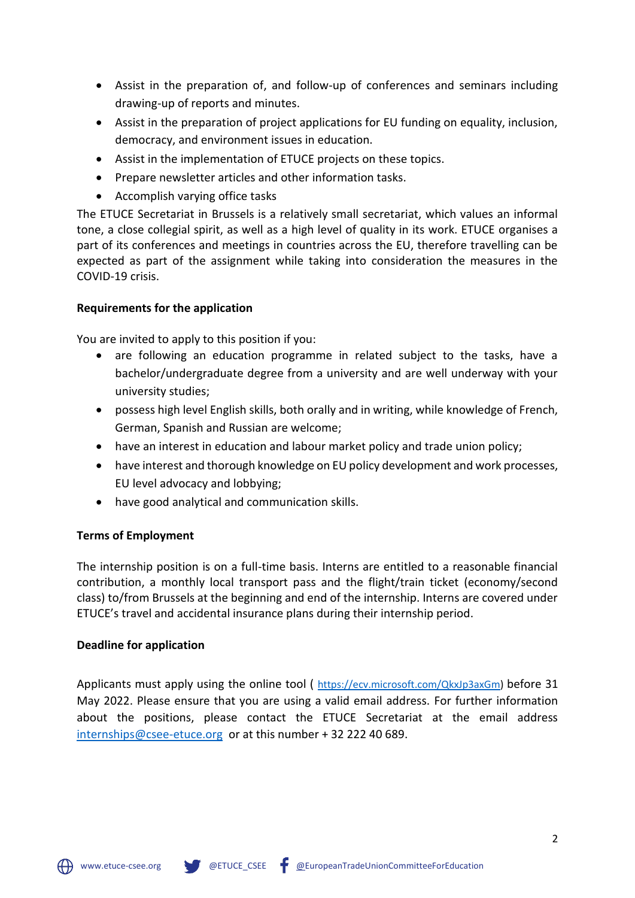- Assist in the preparation of, and follow-up of conferences and seminars including drawing-up of reports and minutes.
- Assist in the preparation of project applications for EU funding on equality, inclusion, democracy, and environment issues in education.
- Assist in the implementation of ETUCE projects on these topics.
- Prepare newsletter articles and other information tasks.
- Accomplish varying office tasks

The ETUCE Secretariat in Brussels is a relatively small secretariat, which values an informal tone, a close collegial spirit, as well as a high level of quality in its work. ETUCE organises a part of its conferences and meetings in countries across the EU, therefore travelling can be expected as part of the assignment while taking into consideration the measures in the COVID-19 crisis.

**Requirements for the application**

You are invited to apply to this position if you:

- are following an education programme in related subject to the tasks, have a bachelor/undergraduate degree from a university and are well underway with your university studies;
- possess high level English skills, both orally and in writing, while knowledge of French, German, Spanish and Russian are welcome;
- have an interest in education and labour market policy and trade union policy;
- have interest and thorough knowledge on EU policy development and work processes, EU level advocacy and lobbying;
- have good analytical and communication skills.

**Terms of Employment**

The internship position is on a full-time basis. Interns are entitled to a reasonable financial contribution, a monthly local transport pass and the flight/train ticket (economy/second class) to/from Brussels at the beginning and end of the internship. Interns are covered under ETUCE's travel and accidental insurance plans during their internship period.

**Deadline for application**

Applicants must apply using the online tool ( https://ecv.microsoft.com/QkxJp3axGm) before 31 May 2022. Please ensure that you are using a valid email address. For further information about the positions, please contact the ETUCE Secretariat at the email address internships@csee-etuce.org or at this number + 32 222 40 689.